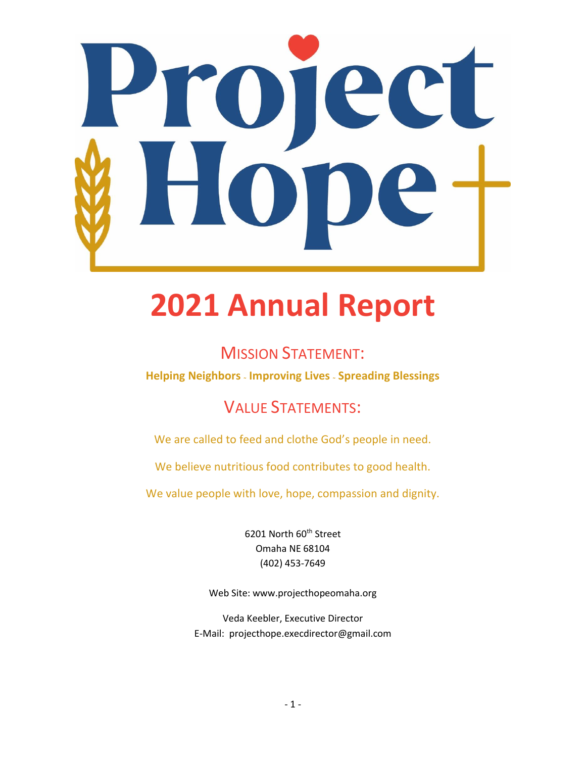# Project Hope

# 2021 Annual Report

## Mission Statement:

**Helping Neighbors ~ Improving Lives ~ Spreading Blessings**

## Value Statements:

We are called to feed and clothe God's people in need.

We believe nutritious food contributes to good health.

We value people with love, hope, compassion and dignity.

6201 North 60th Street
Omaha NE 68104
(402) 453-7649

Web Site: www.projecthopeomaha.org

Veda Keebler, Executive Director
E-Mail: projecthope.execdirector@gmail.com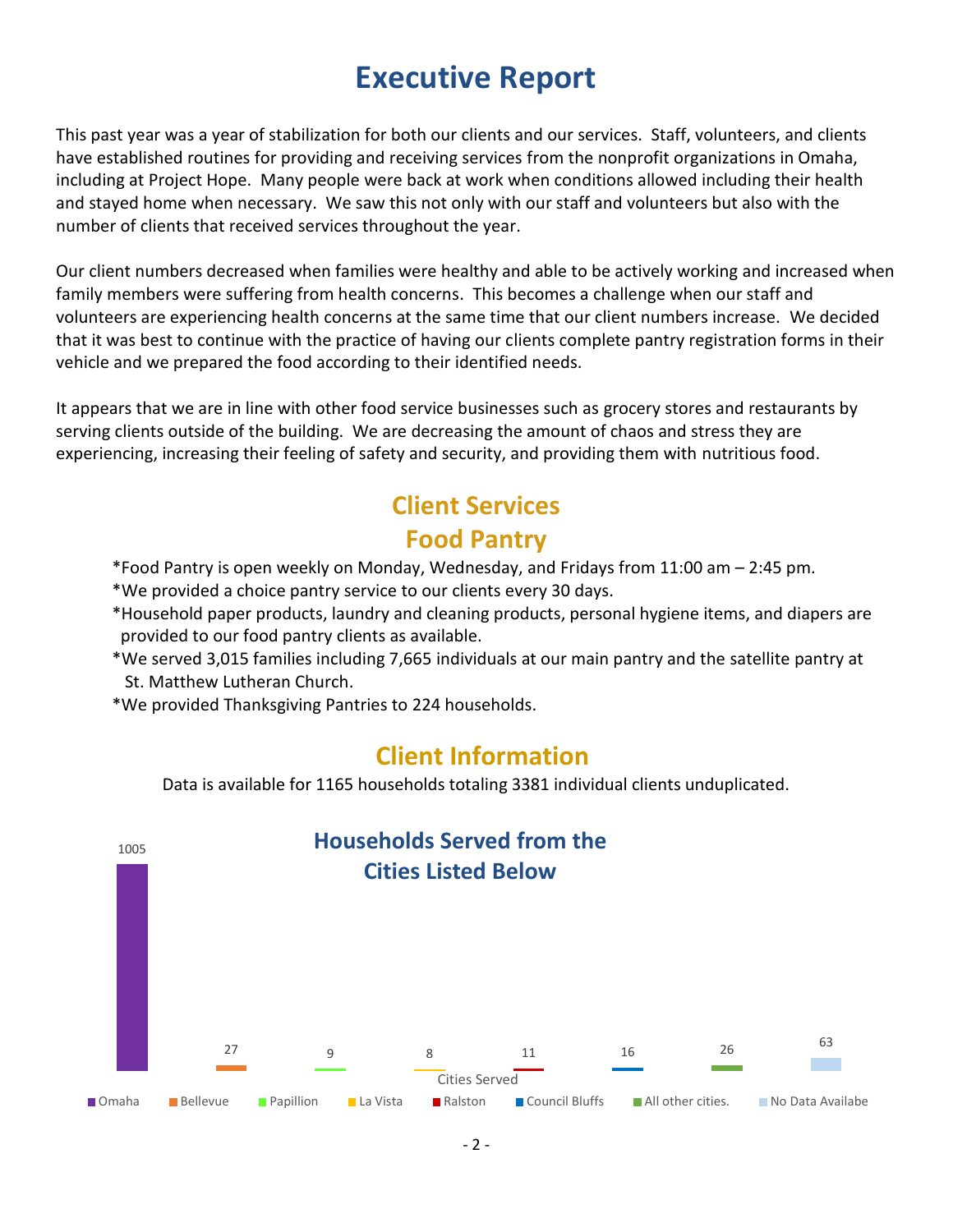# Executive Report

This past year was a year of stabilization for both our clients and our services. Staff, volunteers, and clients have established routines for providing and receiving services from the nonprofit organizations in Omaha, including at Project Hope. Many people were back at work when conditions allowed including their health and stayed home when necessary. We saw this not only with our staff and volunteers but also with the number of clients that received services throughout the year.

Our client numbers decreased when families were healthy and able to be actively working and increased when family members were suffering from health concerns. This becomes a challenge when our staff and volunteers are experiencing health concerns at the same time that our client numbers increase. We decided that it was best to continue with the practice of having our clients complete pantry registration forms in their vehicle and we prepared the food according to their identified needs.

It appears that we are in line with other food service businesses such as grocery stores and restaurants by serving clients outside of the building. We are decreasing the amount of chaos and stress they are experiencing, increasing their feeling of safety and security, and providing them with nutritious food.

## Client Services
## Food Pantry

*Food Pantry is open weekly on Monday, Wednesday, and Fridays from 11:00 am – 2:45 pm.
*We provided a choice pantry service to our clients every 30 days.
*Household paper products, laundry and cleaning products, personal hygiene items, and diapers are provided to our food pantry clients as available.
*We served 3,015 families including 7,665 individuals at our main pantry and the satellite pantry at St. Matthew Lutheran Church.
*We provided Thanksgiving Pantries to 224 households.

## Client Information

Data is available for 1165 households totaling 3381 individual clients unduplicated.

### Households Served from the Cities Listed Below

| Cities Served | Households |
|---|---|
| Omaha | 1005 |
| Bellevue | 27 |
| Papillion | 9 |
| La Vista | 8 |
| Ralston | 11 |
| Council Bluffs | 16 |
| All other cities. | 26 |
| No Data Availabe | 63 |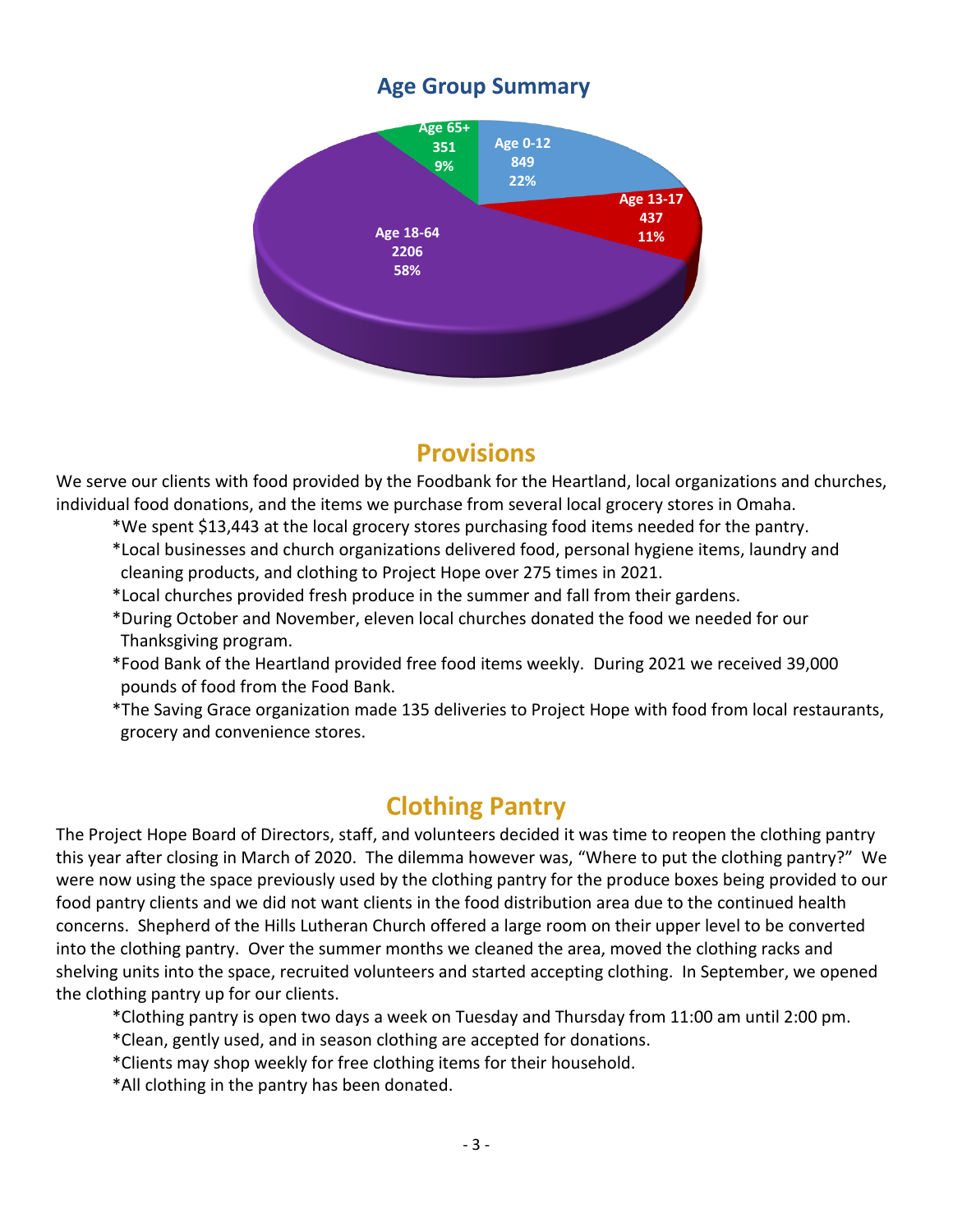## Age Group Summary

Age 0-12
849
22%

Age 13-17
437
11%

Age 18-64
2206
58%

Age 65+
351
9%

## Provisions

We serve our clients with food provided by the Foodbank for the Heartland, local organizations and churches, individual food donations, and the items we purchase from several local grocery stores in Omaha.

*We spent $13,443 at the local grocery stores purchasing food items needed for the pantry.

*Local businesses and church organizations delivered food, personal hygiene items, laundry and cleaning products, and clothing to Project Hope over 275 times in 2021.

*Local churches provided fresh produce in the summer and fall from their gardens.

*During October and November, eleven local churches donated the food we needed for our Thanksgiving program.

*Food Bank of the Heartland provided free food items weekly. During 2021 we received 39,000 pounds of food from the Food Bank.

*The Saving Grace organization made 135 deliveries to Project Hope with food from local restaurants, grocery and convenience stores.

## Clothing Pantry

The Project Hope Board of Directors, staff, and volunteers decided it was time to reopen the clothing pantry this year after closing in March of 2020. The dilemma however was, "Where to put the clothing pantry?" We were now using the space previously used by the clothing pantry for the produce boxes being provided to our food pantry clients and we did not want clients in the food distribution area due to the continued health concerns. Shepherd of the Hills Lutheran Church offered a large room on their upper level to be converted into the clothing pantry. Over the summer months we cleaned the area, moved the clothing racks and shelving units into the space, recruited volunteers and started accepting clothing. In September, we opened the clothing pantry up for our clients.

*Clothing pantry is open two days a week on Tuesday and Thursday from 11:00 am until 2:00 pm.

*Clean, gently used, and in season clothing are accepted for donations.

*Clients may shop weekly for free clothing items for their household.

*All clothing in the pantry has been donated.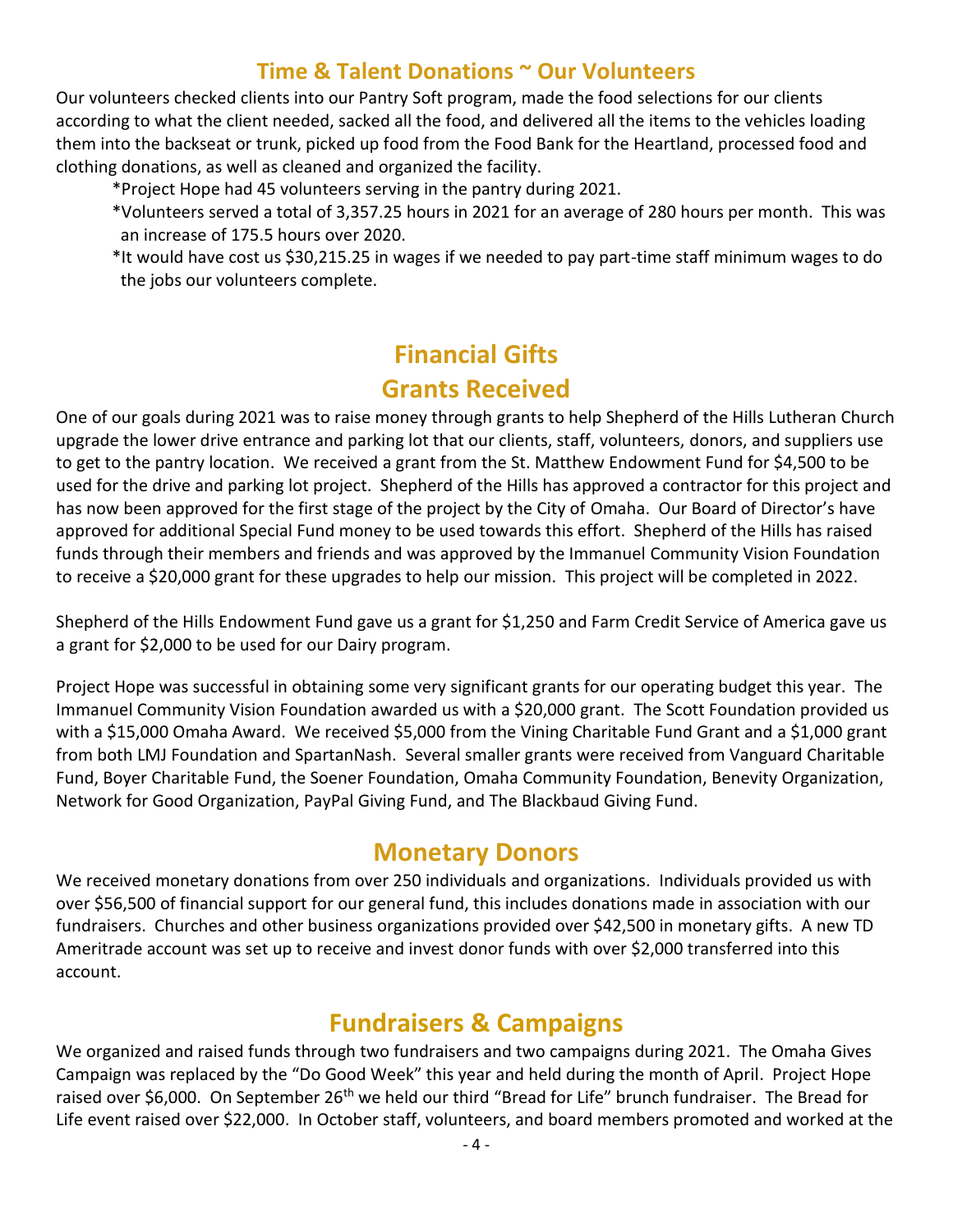## Time & Talent Donations ~ Our Volunteers

Our volunteers checked clients into our Pantry Soft program, made the food selections for our clients according to what the client needed, sacked all the food, and delivered all the items to the vehicles loading them into the backseat or trunk, picked up food from the Food Bank for the Heartland, processed food and clothing donations, as well as cleaned and organized the facility.

*Project Hope had 45 volunteers serving in the pantry during 2021.

*Volunteers served a total of 3,357.25 hours in 2021 for an average of 280 hours per month. This was an increase of 175.5 hours over 2020.

*It would have cost us $30,215.25 in wages if we needed to pay part-time staff minimum wages to do the jobs our volunteers complete.

# Financial Gifts

## Grants Received

One of our goals during 2021 was to raise money through grants to help Shepherd of the Hills Lutheran Church upgrade the lower drive entrance and parking lot that our clients, staff, volunteers, donors, and suppliers use to get to the pantry location. We received a grant from the St. Matthew Endowment Fund for $4,500 to be used for the drive and parking lot project. Shepherd of the Hills has approved a contractor for this project and has now been approved for the first stage of the project by the City of Omaha. Our Board of Director's have approved for additional Special Fund money to be used towards this effort. Shepherd of the Hills has raised funds through their members and friends and was approved by the Immanuel Community Vision Foundation to receive a $20,000 grant for these upgrades to help our mission. This project will be completed in 2022.

Shepherd of the Hills Endowment Fund gave us a grant for $1,250 and Farm Credit Service of America gave us a grant for $2,000 to be used for our Dairy program.

Project Hope was successful in obtaining some very significant grants for our operating budget this year. The Immanuel Community Vision Foundation awarded us with a $20,000 grant. The Scott Foundation provided us with a $15,000 Omaha Award. We received $5,000 from the Vining Charitable Fund Grant and a $1,000 grant from both LMJ Foundation and SpartanNash. Several smaller grants were received from Vanguard Charitable Fund, Boyer Charitable Fund, the Soener Foundation, Omaha Community Foundation, Benevity Organization, Network for Good Organization, PayPal Giving Fund, and The Blackbaud Giving Fund.

## Monetary Donors

We received monetary donations from over 250 individuals and organizations. Individuals provided us with over $56,500 of financial support for our general fund, this includes donations made in association with our fundraisers. Churches and other business organizations provided over $42,500 in monetary gifts. A new TD Ameritrade account was set up to receive and invest donor funds with over $2,000 transferred into this account.

## Fundraisers & Campaigns

We organized and raised funds through two fundraisers and two campaigns during 2021. The Omaha Gives Campaign was replaced by the "Do Good Week" this year and held during the month of April. Project Hope raised over $6,000. On September 26th we held our third "Bread for Life" brunch fundraiser. The Bread for Life event raised over $22,000. In October staff, volunteers, and board members promoted and worked at the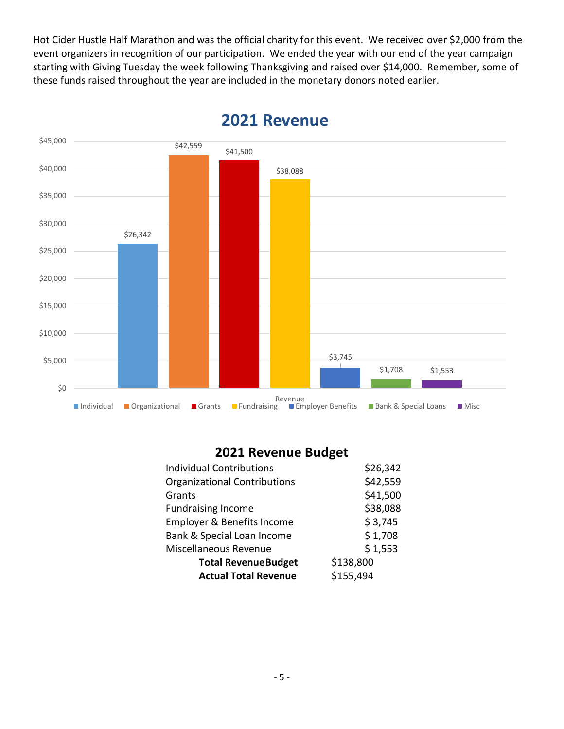Hot Cider Hustle Half Marathon and was the official charity for this event. We received over $2,000 from the event organizers in recognition of our participation. We ended the year with our end of the year campaign starting with Giving Tuesday the week following Thanksgiving and raised over $14,000. Remember, some of these funds raised throughout the year are included in the monetary donors noted earlier.

## 2021 Revenue

| Revenue | Amount |
|---|---|
| Individual | $26,342 |
| Organizational | $42,559 |
| Grants | $41,500 |
| Fundraising | $38,088 |
| Employer Benefits | $3,745 |
| Bank & Special Loans | $1,708 |
| Misc | $1,553 |

## 2021 Revenue Budget

| | |
|---|---|
| Individual Contributions | $26,342 |
| Organizational Contributions | $42,559 |
| Grants | $41,500 |
| Fundraising Income | $38,088 |
| Employer & Benefits Income | $ 3,745 |
| Bank & Special Loan Income | $ 1,708 |
| Miscellaneous Revenue | $ 1,553 |
| **Total Revenue Budget** | $138,800 |
| **Actual Total Revenue** | $155,494 |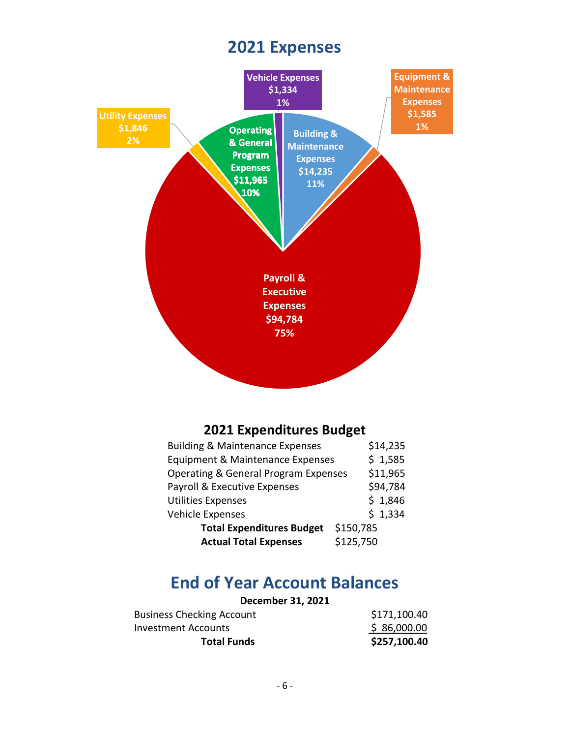# 2021 Expenses

Vehicle Expenses $1,334 1%

Equipment & Maintenance Expenses $1,585 1%

Utility Expenses $1,846 2%

Operating & General Program Expenses $11,965 10%

Building & Maintenance Expenses $14,235 11%

Payroll & Executive Expenses $94,784 75%

## 2021 Expenditures Budget

| | |
|---|---|
| Building & Maintenance Expenses | $14,235 |
| Equipment & Maintenance Expenses | $ 1,585 |
| Operating & General Program Expenses | $11,965 |
| Payroll & Executive Expenses | $94,784 |
| Utilities Expenses | $ 1,846 |
| Vehicle Expenses | $ 1,334 |
| **Total Expenditures Budget** | $150,785 |
| **Actual Total Expenses** | $125,750 |

# End of Year Account Balances

**December 31, 2021**

| | |
|---|---|
| Business Checking Account | $171,100.40 |
| Investment Accounts | $ 86,000.00 |
| **Total Funds** | **$257,100.40** |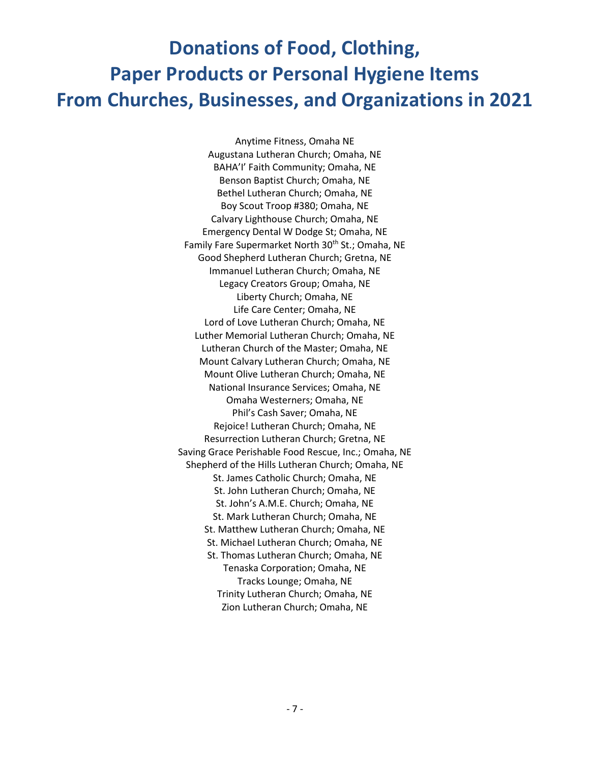# Donations of Food, Clothing, Paper Products or Personal Hygiene Items From Churches, Businesses, and Organizations in 2021

Anytime Fitness, Omaha NE
Augustana Lutheran Church; Omaha, NE
BAHA'I' Faith Community; Omaha, NE
Benson Baptist Church; Omaha, NE
Bethel Lutheran Church; Omaha, NE
Boy Scout Troop #380; Omaha, NE
Calvary Lighthouse Church; Omaha, NE
Emergency Dental W Dodge St; Omaha, NE
Family Fare Supermarket North 30th St.; Omaha, NE
Good Shepherd Lutheran Church; Gretna, NE
Immanuel Lutheran Church; Omaha, NE
Legacy Creators Group; Omaha, NE
Liberty Church; Omaha, NE
Life Care Center; Omaha, NE
Lord of Love Lutheran Church; Omaha, NE
Luther Memorial Lutheran Church; Omaha, NE
Lutheran Church of the Master; Omaha, NE
Mount Calvary Lutheran Church; Omaha, NE
Mount Olive Lutheran Church; Omaha, NE
National Insurance Services; Omaha, NE
Omaha Westerners; Omaha, NE
Phil's Cash Saver; Omaha, NE
Rejoice! Lutheran Church; Omaha, NE
Resurrection Lutheran Church; Gretna, NE
Saving Grace Perishable Food Rescue, Inc.; Omaha, NE
Shepherd of the Hills Lutheran Church; Omaha, NE
St. James Catholic Church; Omaha, NE
St. John Lutheran Church; Omaha, NE
St. John's A.M.E. Church; Omaha, NE
St. Mark Lutheran Church; Omaha, NE
St. Matthew Lutheran Church; Omaha, NE
St. Michael Lutheran Church; Omaha, NE
St. Thomas Lutheran Church; Omaha, NE
Tenaska Corporation; Omaha, NE
Tracks Lounge; Omaha, NE
Trinity Lutheran Church; Omaha, NE
Zion Lutheran Church; Omaha, NE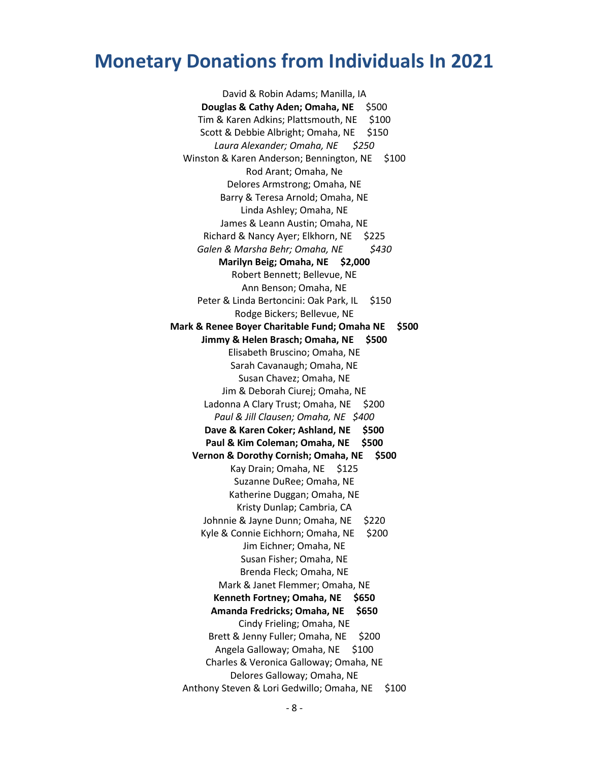# Monetary Donations from Individuals In 2021

David & Robin Adams; Manilla, IA

**Douglas & Cathy Aden; Omaha, NE** $500

Tim & Karen Adkins; Plattsmouth, NE $100

Scott & Debbie Albright; Omaha, NE $150

*Laura Alexander; Omaha, NE $250*

Winston & Karen Anderson; Bennington, NE $100

Rod Arant; Omaha, Ne

Delores Armstrong; Omaha, NE

Barry & Teresa Arnold; Omaha, NE

Linda Ashley; Omaha, NE

James & Leann Austin; Omaha, NE

Richard & Nancy Ayer; Elkhorn, NE $225

*Galen & Marsha Behr; Omaha, NE $430*

**Marilyn Beig; Omaha, NE $2,000**

Robert Bennett; Bellevue, NE

Ann Benson; Omaha, NE

Peter & Linda Bertoncini: Oak Park, IL $150

Rodge Bickers; Bellevue, NE

**Mark & Renee Boyer Charitable Fund; Omaha NE $500**

**Jimmy & Helen Brasch; Omaha, NE $500**

Elisabeth Bruscino; Omaha, NE

Sarah Cavanaugh; Omaha, NE

Susan Chavez; Omaha, NE

Jim & Deborah Ciurej; Omaha, NE

Ladonna A Clary Trust; Omaha, NE $200

*Paul & Jill Clausen; Omaha, NE $400*

**Dave & Karen Coker; Ashland, NE $500**

**Paul & Kim Coleman; Omaha, NE $500**

**Vernon & Dorothy Cornish; Omaha, NE $500**

Kay Drain; Omaha, NE $125

Suzanne DuRee; Omaha, NE

Katherine Duggan; Omaha, NE

Kristy Dunlap; Cambria, CA

Johnnie & Jayne Dunn; Omaha, NE $220

Kyle & Connie Eichhorn; Omaha, NE $200

Jim Eichner; Omaha, NE

Susan Fisher; Omaha, NE

Brenda Fleck; Omaha, NE

Mark & Janet Flemmer; Omaha, NE

**Kenneth Fortney; Omaha, NE $650**

**Amanda Fredricks; Omaha, NE $650**

Cindy Frieling; Omaha, NE

Brett & Jenny Fuller; Omaha, NE $200

Angela Galloway; Omaha, NE $100

Charles & Veronica Galloway; Omaha, NE

Delores Galloway; Omaha, NE

Anthony Steven & Lori Gedwillo; Omaha, NE $100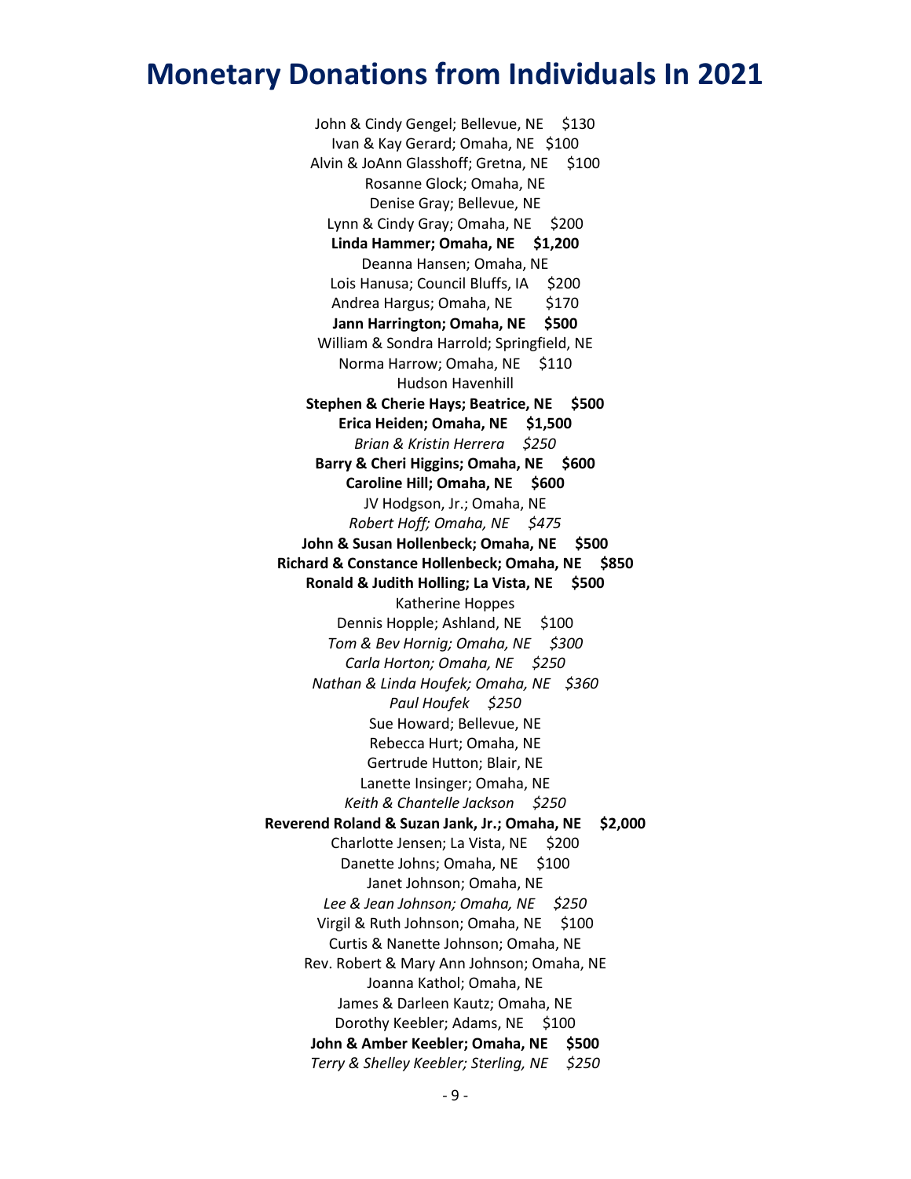# Monetary Donations from Individuals In 2021

John & Cindy Gengel; Bellevue, NE $130
Ivan & Kay Gerard; Omaha, NE $100
Alvin & JoAnn Glasshoff; Gretna, NE $100
Rosanne Glock; Omaha, NE
Denise Gray; Bellevue, NE
Lynn & Cindy Gray; Omaha, NE $200
**Linda Hammer; Omaha, NE $1,200**
Deanna Hansen; Omaha, NE
Lois Hanusa; Council Bluffs, IA $200
Andrea Hargus; Omaha, NE $170
**Jann Harrington; Omaha, NE $500**
William & Sondra Harrold; Springfield, NE
Norma Harrow; Omaha, NE $110
Hudson Havenhill
**Stephen & Cherie Hays; Beatrice, NE $500**
**Erica Heiden; Omaha, NE $1,500**
*Brian & Kristin Herrera $250*
**Barry & Cheri Higgins; Omaha, NE $600**
**Caroline Hill; Omaha, NE $600**
JV Hodgson, Jr.; Omaha, NE
*Robert Hoff; Omaha, NE $475*
**John & Susan Hollenbeck; Omaha, NE $500**
**Richard & Constance Hollenbeck; Omaha, NE $850**
**Ronald & Judith Holling; La Vista, NE $500**
Katherine Hoppes
Dennis Hopple; Ashland, NE $100
*Tom & Bev Hornig; Omaha, NE $300*
*Carla Horton; Omaha, NE $250*
*Nathan & Linda Houfek; Omaha, NE $360*
*Paul Houfek $250*
Sue Howard; Bellevue, NE
Rebecca Hurt; Omaha, NE
Gertrude Hutton; Blair, NE
Lanette Insinger; Omaha, NE
*Keith & Chantelle Jackson $250*
**Reverend Roland & Suzan Jank, Jr.; Omaha, NE $2,000**
Charlotte Jensen; La Vista, NE $200
Danette Johns; Omaha, NE $100
Janet Johnson; Omaha, NE
*Lee & Jean Johnson; Omaha, NE $250*
Virgil & Ruth Johnson; Omaha, NE $100
Curtis & Nanette Johnson; Omaha, NE
Rev. Robert & Mary Ann Johnson; Omaha, NE
Joanna Kathol; Omaha, NE
James & Darleen Kautz; Omaha, NE
Dorothy Keebler; Adams, NE $100
**John & Amber Keebler; Omaha, NE $500**
*Terry & Shelley Keebler; Sterling, NE $250*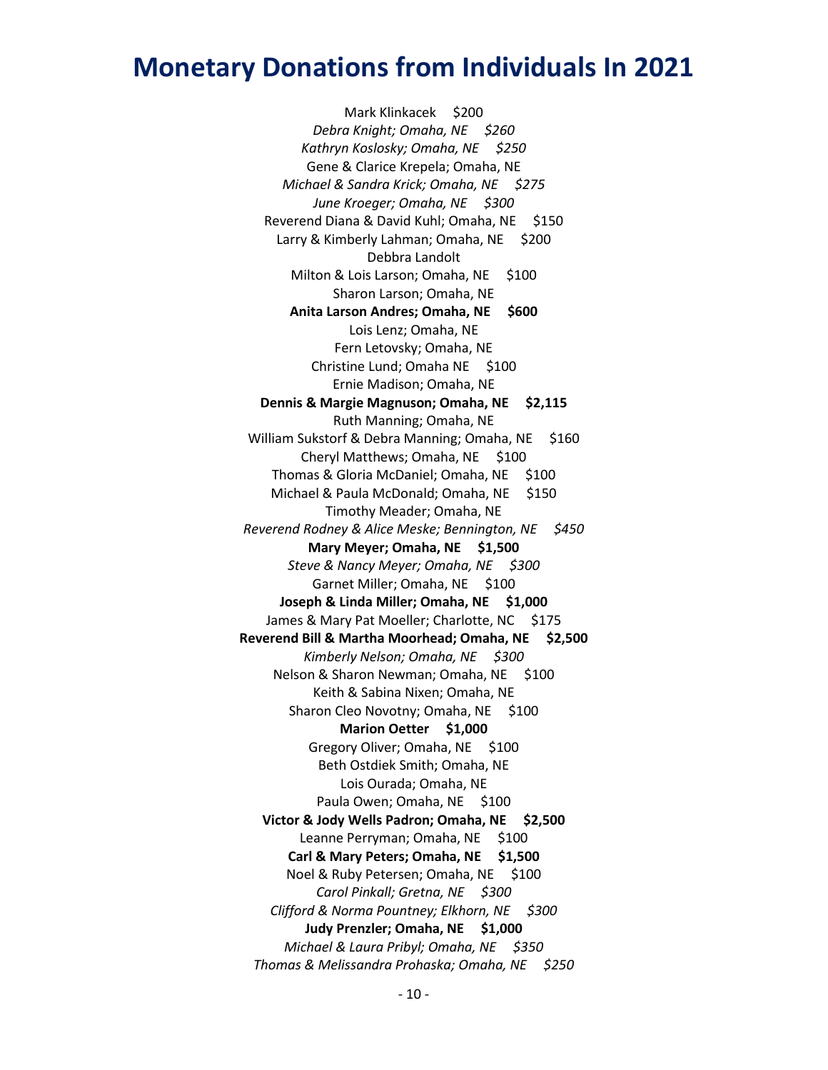# Monetary Donations from Individuals In 2021

Mark Klinkacek $200

*Debra Knight; Omaha, NE $260*

*Kathryn Koslosky; Omaha, NE $250*

Gene & Clarice Krepela; Omaha, NE

*Michael & Sandra Krick; Omaha, NE $275*

*June Kroeger; Omaha, NE $300*

Reverend Diana & David Kuhl; Omaha, NE $150

Larry & Kimberly Lahman; Omaha, NE $200

Debbra Landolt

Milton & Lois Larson; Omaha, NE $100

Sharon Larson; Omaha, NE

**Anita Larson Andres; Omaha, NE $600**

Lois Lenz; Omaha, NE

Fern Letovsky; Omaha, NE

Christine Lund; Omaha NE $100

Ernie Madison; Omaha, NE

**Dennis & Margie Magnuson; Omaha, NE $2,115**

Ruth Manning; Omaha, NE

William Sukstorf & Debra Manning; Omaha, NE $160

Cheryl Matthews; Omaha, NE $100

Thomas & Gloria McDaniel; Omaha, NE $100

Michael & Paula McDonald; Omaha, NE $150

Timothy Meader; Omaha, NE

*Reverend Rodney & Alice Meske; Bennington, NE $450*

**Mary Meyer; Omaha, NE $1,500**

*Steve & Nancy Meyer; Omaha, NE $300*

Garnet Miller; Omaha, NE $100

**Joseph & Linda Miller; Omaha, NE $1,000**

James & Mary Pat Moeller; Charlotte, NC $175

**Reverend Bill & Martha Moorhead; Omaha, NE $2,500**

*Kimberly Nelson; Omaha, NE $300*

Nelson & Sharon Newman; Omaha, NE $100

Keith & Sabina Nixen; Omaha, NE

Sharon Cleo Novotny; Omaha, NE $100

**Marion Oetter $1,000**

Gregory Oliver; Omaha, NE $100

Beth Ostdiek Smith; Omaha, NE

Lois Ourada; Omaha, NE

Paula Owen; Omaha, NE $100

**Victor & Jody Wells Padron; Omaha, NE $2,500**

Leanne Perryman; Omaha, NE $100

**Carl & Mary Peters; Omaha, NE $1,500**

Noel & Ruby Petersen; Omaha, NE $100

*Carol Pinkall; Gretna, NE $300*

*Clifford & Norma Pountney; Elkhorn, NE $300*

**Judy Prenzler; Omaha, NE $1,000**

*Michael & Laura Pribyl; Omaha, NE $350*

*Thomas & Melissandra Prohaska; Omaha, NE $250*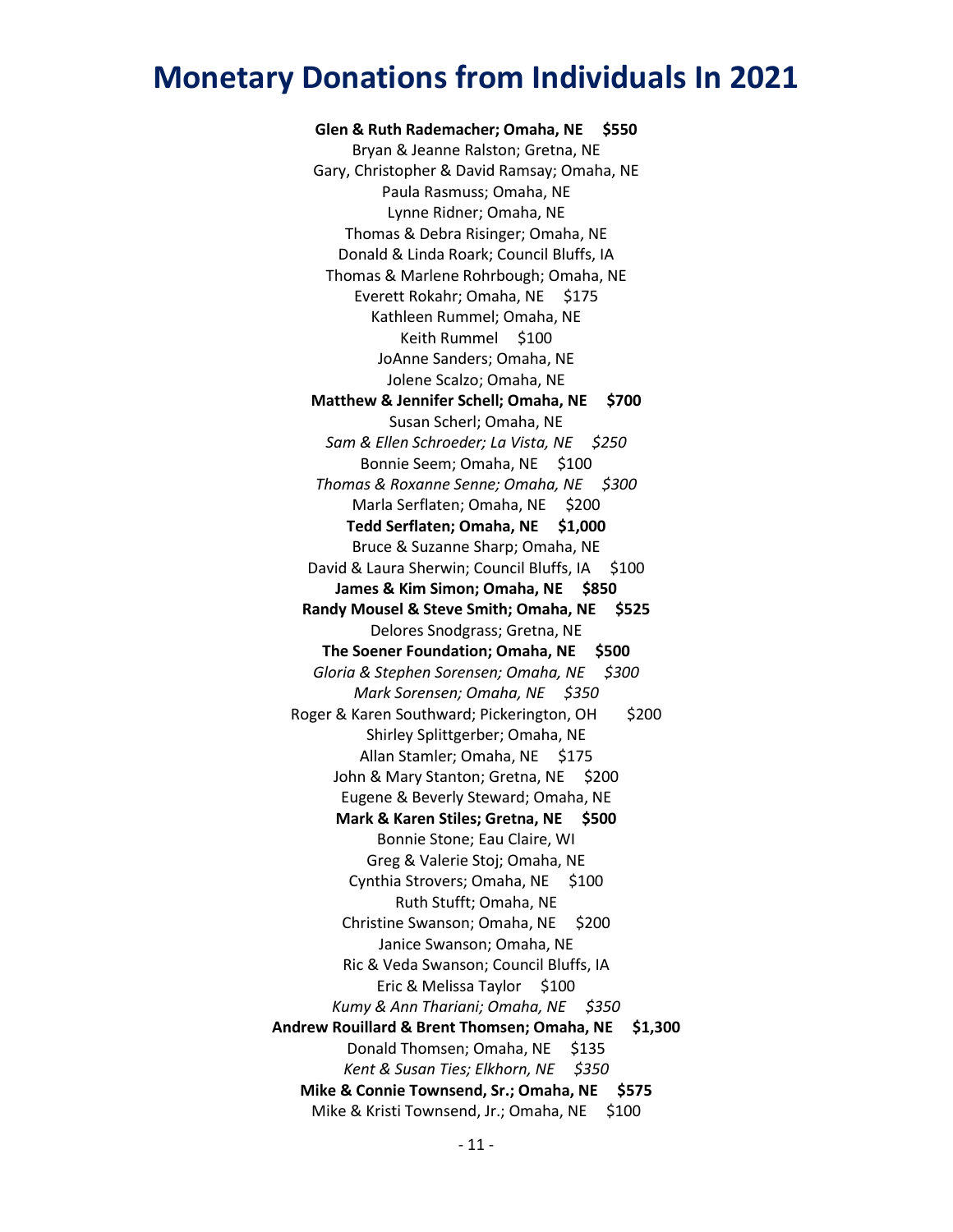# Monetary Donations from Individuals In 2021

**Glen & Ruth Rademacher; Omaha, NE    $550**

Bryan & Jeanne Ralston; Gretna, NE

Gary, Christopher & David Ramsay; Omaha, NE

Paula Rasmuss; Omaha, NE

Lynne Ridner; Omaha, NE

Thomas & Debra Risinger; Omaha, NE

Donald & Linda Roark; Council Bluffs, IA

Thomas & Marlene Rohrbough; Omaha, NE

Everett Rokahr; Omaha, NE    $175

Kathleen Rummel; Omaha, NE

Keith Rummel    $100

JoAnne Sanders; Omaha, NE

Jolene Scalzo; Omaha, NE

**Matthew & Jennifer Schell; Omaha, NE    $700**

Susan Scherl; Omaha, NE

*Sam & Ellen Schroeder; La Vista, NE    $250*

Bonnie Seem; Omaha, NE    $100

*Thomas & Roxanne Senne; Omaha, NE    $300*

Marla Serflaten; Omaha, NE    $200

**Tedd Serflaten; Omaha, NE    $1,000**

Bruce & Suzanne Sharp; Omaha, NE

David & Laura Sherwin; Council Bluffs, IA    $100

**James & Kim Simon; Omaha, NE    $850**

**Randy Mousel & Steve Smith; Omaha, NE    $525**

Delores Snodgrass; Gretna, NE

**The Soener Foundation; Omaha, NE    $500**

*Gloria & Stephen Sorensen; Omaha, NE    $300*

*Mark Sorensen; Omaha, NE    $350*

Roger & Karen Southward; Pickerington, OH    $200

Shirley Splittgerber; Omaha, NE

Allan Stamler; Omaha, NE    $175

John & Mary Stanton; Gretna, NE    $200

Eugene & Beverly Steward; Omaha, NE

**Mark & Karen Stiles; Gretna, NE    $500**

Bonnie Stone; Eau Claire, WI

Greg & Valerie Stoj; Omaha, NE

Cynthia Strovers; Omaha, NE    $100

Ruth Stufft; Omaha, NE

Christine Swanson; Omaha, NE    $200

Janice Swanson; Omaha, NE

Ric & Veda Swanson; Council Bluffs, IA

Eric & Melissa Taylor    $100

*Kumy & Ann Thariani; Omaha, NE    $350*

**Andrew Rouillard & Brent Thomsen; Omaha, NE    $1,300**

Donald Thomsen; Omaha, NE    $135

*Kent & Susan Ties; Elkhorn, NE    $350*

**Mike & Connie Townsend, Sr.; Omaha, NE    $575**

Mike & Kristi Townsend, Jr.; Omaha, NE    $100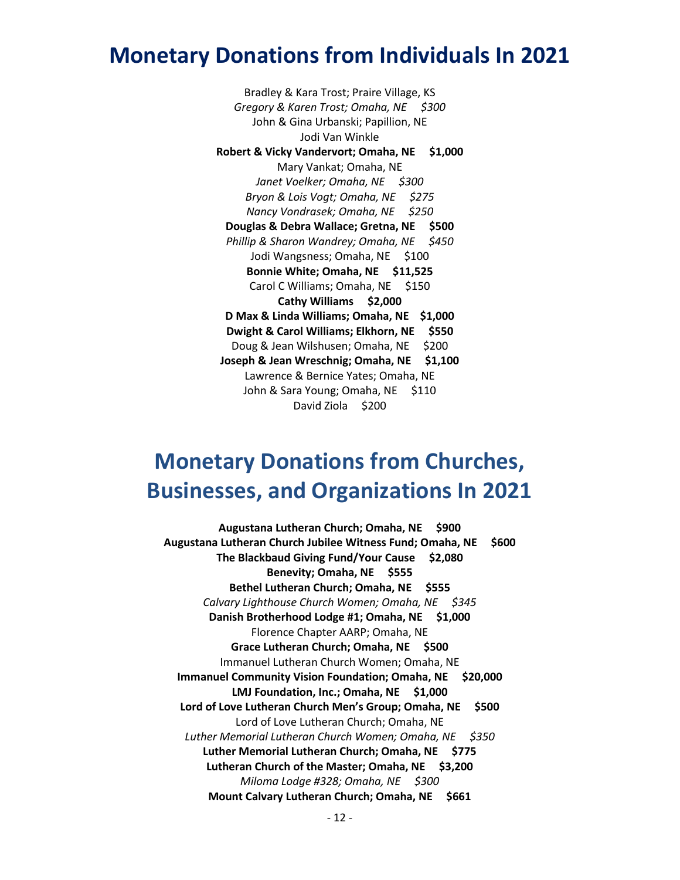# Monetary Donations from Individuals In 2021

Bradley & Kara Trost; Praire Village, KS

*Gregory & Karen Trost; Omaha, NE $300*

John & Gina Urbanski; Papillion, NE

Jodi Van Winkle

**Robert & Vicky Vandervort; Omaha, NE $1,000**

Mary Vankat; Omaha, NE

*Janet Voelker; Omaha, NE $300*

*Bryon & Lois Vogt; Omaha, NE $275*

*Nancy Vondrasek; Omaha, NE $250*

**Douglas & Debra Wallace; Gretna, NE $500**

*Phillip & Sharon Wandrey; Omaha, NE $450*

Jodi Wangsness; Omaha, NE $100

**Bonnie White; Omaha, NE $11,525**

Carol C Williams; Omaha, NE $150

**Cathy Williams $2,000**

**D Max & Linda Williams; Omaha, NE $1,000**

**Dwight & Carol Williams; Elkhorn, NE $550**

Doug & Jean Wilshusen; Omaha, NE $200

**Joseph & Jean Wreschnig; Omaha, NE $1,100**

Lawrence & Bernice Yates; Omaha, NE

John & Sara Young; Omaha, NE $110

David Ziola $200

# Monetary Donations from Churches, Businesses, and Organizations In 2021

**Augustana Lutheran Church; Omaha, NE $900**

**Augustana Lutheran Church Jubilee Witness Fund; Omaha, NE $600**

**The Blackbaud Giving Fund/Your Cause $2,080**

**Benevity; Omaha, NE $555**

**Bethel Lutheran Church; Omaha, NE $555**

*Calvary Lighthouse Church Women; Omaha, NE $345*

**Danish Brotherhood Lodge #1; Omaha, NE $1,000**

Florence Chapter AARP; Omaha, NE

**Grace Lutheran Church; Omaha, NE $500**

Immanuel Lutheran Church Women; Omaha, NE

**Immanuel Community Vision Foundation; Omaha, NE $20,000**

**LMJ Foundation, Inc.; Omaha, NE $1,000**

**Lord of Love Lutheran Church Men's Group; Omaha, NE $500**

Lord of Love Lutheran Church; Omaha, NE

*Luther Memorial Lutheran Church Women; Omaha, NE $350*

**Luther Memorial Lutheran Church; Omaha, NE $775**

**Lutheran Church of the Master; Omaha, NE $3,200**

*Miloma Lodge #328; Omaha, NE $300*

**Mount Calvary Lutheran Church; Omaha, NE $661**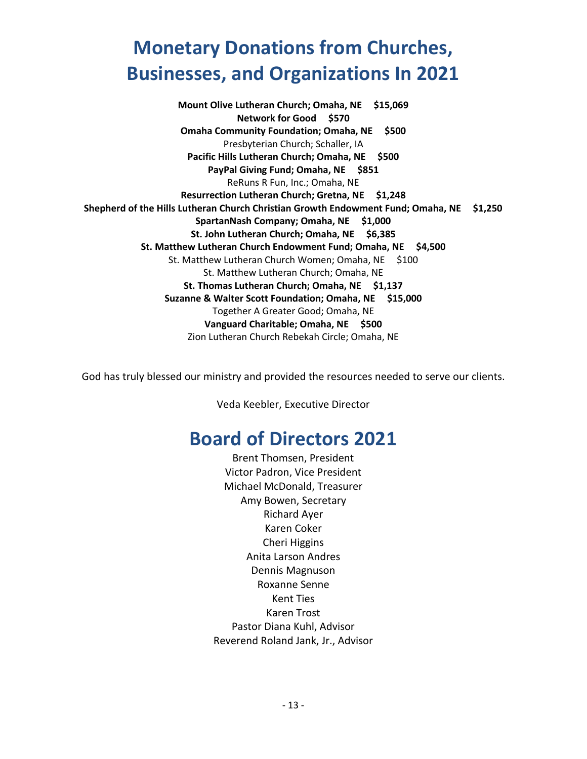# Monetary Donations from Churches, Businesses, and Organizations In 2021

**Mount Olive Lutheran Church; Omaha, NE $15,069**

**Network for Good $570**

**Omaha Community Foundation; Omaha, NE $500**

Presbyterian Church; Schaller, IA

**Pacific Hills Lutheran Church; Omaha, NE $500**

**PayPal Giving Fund; Omaha, NE $851**

ReRuns R Fun, Inc.; Omaha, NE

**Resurrection Lutheran Church; Gretna, NE $1,248**

**Shepherd of the Hills Lutheran Church Christian Growth Endowment Fund; Omaha, NE $1,250**

**SpartanNash Company; Omaha, NE $1,000**

**St. John Lutheran Church; Omaha, NE $6,385**

**St. Matthew Lutheran Church Endowment Fund; Omaha, NE $4,500**

St. Matthew Lutheran Church Women; Omaha, NE $100

St. Matthew Lutheran Church; Omaha, NE

**St. Thomas Lutheran Church; Omaha, NE $1,137**

**Suzanne & Walter Scott Foundation; Omaha, NE $15,000**

Together A Greater Good; Omaha, NE

**Vanguard Charitable; Omaha, NE $500**

Zion Lutheran Church Rebekah Circle; Omaha, NE

God has truly blessed our ministry and provided the resources needed to serve our clients.

Veda Keebler, Executive Director

# Board of Directors 2021

Brent Thomsen, President

Victor Padron, Vice President

Michael McDonald, Treasurer

Amy Bowen, Secretary

Richard Ayer

Karen Coker

Cheri Higgins

Anita Larson Andres

Dennis Magnuson

Roxanne Senne

Kent Ties

Karen Trost

Pastor Diana Kuhl, Advisor

Reverend Roland Jank, Jr., Advisor